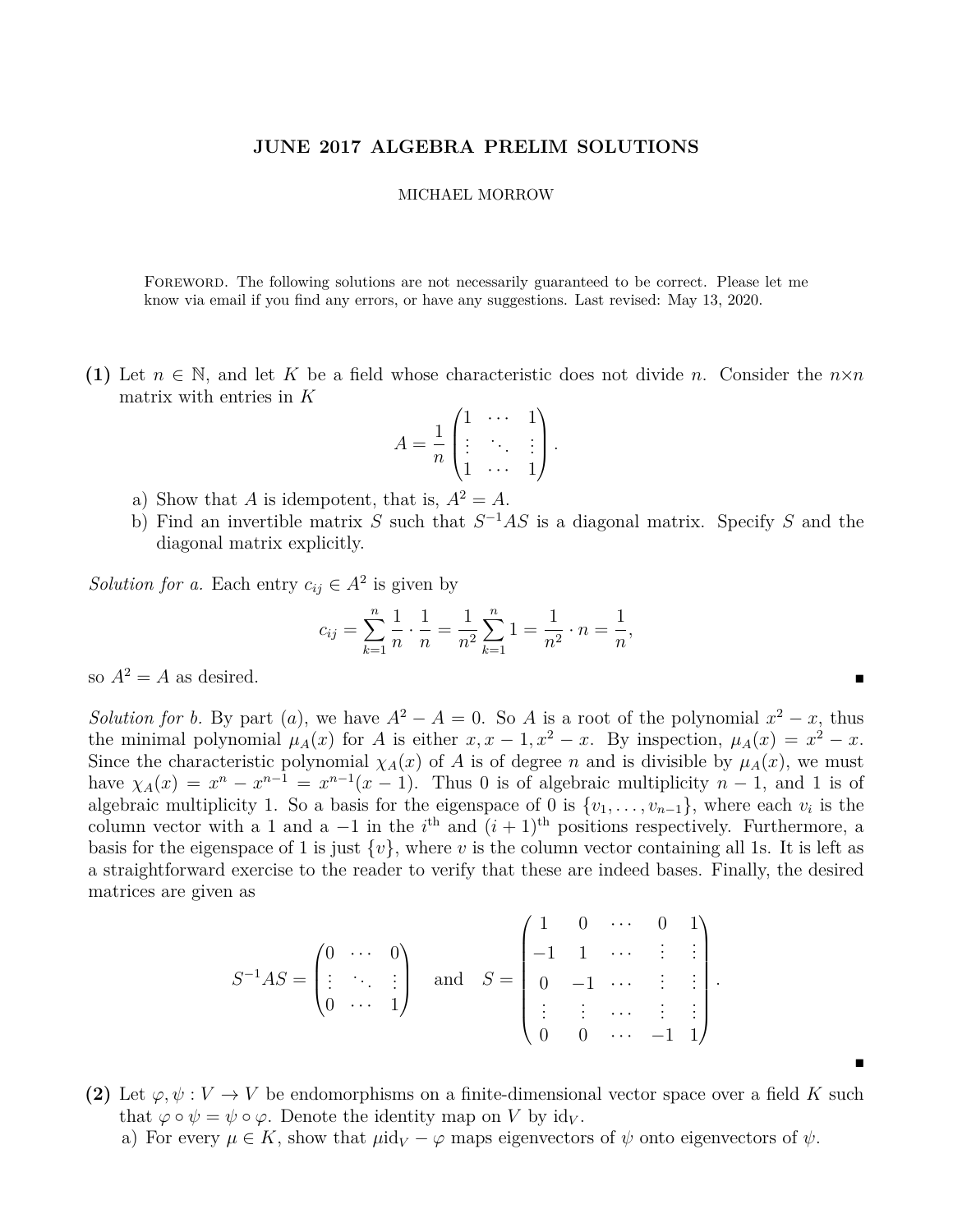# JUNE 2017 ALGEBRA PRELIM SOLUTIONS

MICHAEL MORROW

Foreword. The following solutions are not necessarily guaranteed to be correct. Please let me know via email if you find any errors, or have any suggestions. Last revised: May 13, 2020.

**(1)** Let $n \in \mathbb{N}$, and let $K$ be a field whose characteristic does not divide $n$. Consider the $n \times n$ matrix with entries in $K$

$$A = \frac{1}{n}\begin{pmatrix} 1 & \cdots & 1 \\ \vdots & \ddots & \vdots \\ 1 & \cdots & 1 \end{pmatrix}.$$

a) Show that $A$ is idempotent, that is, $A^2 = A$.

b) Find an invertible matrix $S$ such that $S^{-1}AS$ is a diagonal matrix. Specify $S$ and the diagonal matrix explicitly.

*Solution for a.* Each entry $c_{ij} \in A^2$ is given by

$$c_{ij} = \sum_{k=1}^{n} \frac{1}{n} \cdot \frac{1}{n} = \frac{1}{n^2}\sum_{k=1}^{n} 1 = \frac{1}{n^2} \cdot n = \frac{1}{n},$$

so $A^2 = A$ as desired. ∎

*Solution for b.* By part (a), we have $A^2 - A = 0$. So $A$ is a root of the polynomial $x^2 - x$, thus the minimal polynomial $\mu_A(x)$ for $A$ is either $x, x-1, x^2-x$. By inspection, $\mu_A(x) = x^2 - x$. Since the characteristic polynomial $\chi_A(x)$ of $A$ is of degree $n$ and is divisible by $\mu_A(x)$, we must have $\chi_A(x) = x^n - x^{n-1} = x^{n-1}(x-1)$. Thus 0 is of algebraic multiplicity $n-1$, and 1 is of algebraic multiplicity 1. So a basis for the eigenspace of 0 is $\{v_1, \ldots, v_{n-1}\}$, where each $v_i$ is the column vector with a 1 and a $-1$ in the $i^{\text{th}}$ and $(i+1)^{\text{th}}$ positions respectively. Furthermore, a basis for the eigenspace of 1 is just $\{v\}$, where $v$ is the column vector containing all 1s. It is left as a straightforward exercise to the reader to verify that these are indeed bases. Finally, the desired matrices are given as

$$S^{-1}AS = \begin{pmatrix} 0 & \cdots & 0 \\ \vdots & \ddots & \vdots \\ 0 & \cdots & 1 \end{pmatrix} \quad \text{and} \quad S = \begin{pmatrix} 1 & 0 & \cdots & 0 & 1 \\ -1 & 1 & \cdots & \vdots & \vdots \\ 0 & -1 & \cdots & \vdots & \vdots \\ \vdots & \vdots & \cdots & \vdots & \vdots \\ 0 & 0 & \cdots & -1 & 1 \end{pmatrix}.$$

∎

**(2)** Let $\varphi, \psi : V \to V$ be endomorphisms on a finite-dimensional vector space over a field $K$ such that $\varphi \circ \psi = \psi \circ \varphi$. Denote the identity map on $V$ by $\mathrm{id}_V$.

a) For every $\mu \in K$, show that $\mu \mathrm{id}_V - \varphi$ maps eigenvectors of $\psi$ onto eigenvectors of $\psi$.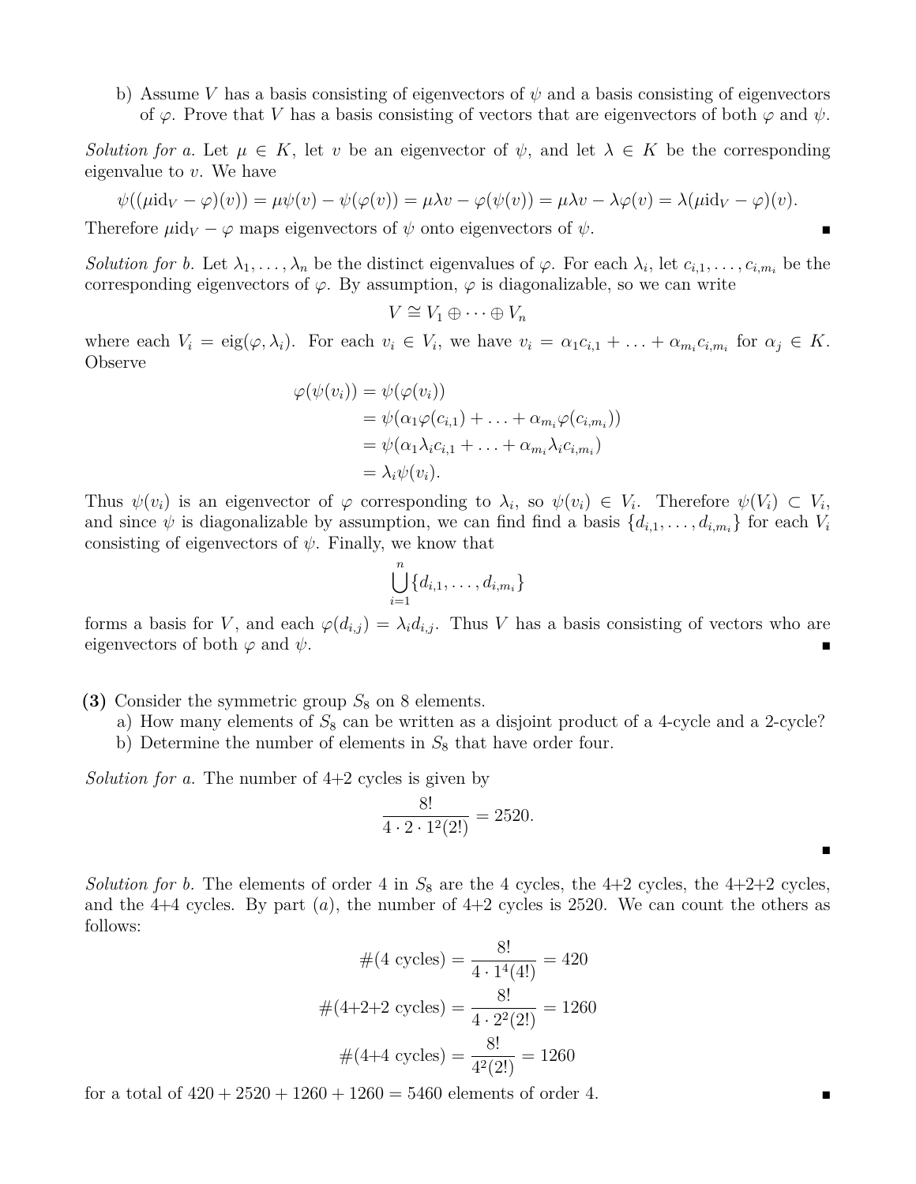b) Assume $V$ has a basis consisting of eigenvectors of $\psi$ and a basis consisting of eigenvectors of $\varphi$. Prove that $V$ has a basis consisting of vectors that are eigenvectors of both $\varphi$ and $\psi$.

*Solution for a.* Let $\mu \in K$, let $v$ be an eigenvector of $\psi$, and let $\lambda \in K$ be the corresponding eigenvalue to $v$. We have

$$\psi((\mu \mathrm{id}_V - \varphi)(v)) = \mu\psi(v) - \psi(\varphi(v)) = \mu\lambda v - \varphi(\psi(v)) = \mu\lambda v - \lambda\varphi(v) = \lambda(\mu \mathrm{id}_V - \varphi)(v).$$

Therefore $\mu \mathrm{id}_V - \varphi$ maps eigenvectors of $\psi$ onto eigenvectors of $\psi$. ■

*Solution for b.* Let $\lambda_1, \ldots, \lambda_n$ be the distinct eigenvalues of $\varphi$. For each $\lambda_i$, let $c_{i,1}, \ldots, c_{i,m_i}$ be the corresponding eigenvectors of $\varphi$. By assumption, $\varphi$ is diagonalizable, so we can write

$$V \cong V_1 \oplus \cdots \oplus V_n$$

where each $V_i = \mathrm{eig}(\varphi, \lambda_i)$. For each $v_i \in V_i$, we have $v_i = \alpha_1 c_{i,1} + \ldots + \alpha_{m_i} c_{i,m_i}$ for $\alpha_j \in K$. Observe

$$\begin{aligned}
\varphi(\psi(v_i)) &= \psi(\varphi(v_i)) \\
&= \psi(\alpha_1\varphi(c_{i,1}) + \ldots + \alpha_{m_i}\varphi(c_{i,m_i})) \\
&= \psi(\alpha_1\lambda_i c_{i,1} + \ldots + \alpha_{m_i}\lambda_i c_{i,m_i}) \\
&= \lambda_i\psi(v_i).
\end{aligned}$$

Thus $\psi(v_i)$ is an eigenvector of $\varphi$ corresponding to $\lambda_i$, so $\psi(v_i) \in V_i$. Therefore $\psi(V_i) \subset V_i$, and since $\psi$ is diagonalizable by assumption, we can find find a basis $\{d_{i,1}, \ldots, d_{i,m_i}\}$ for each $V_i$ consisting of eigenvectors of $\psi$. Finally, we know that

$$\bigcup_{i=1}^{n} \{d_{i,1}, \ldots, d_{i,m_i}\}$$

forms a basis for $V$, and each $\varphi(d_{i,j}) = \lambda_i d_{i,j}$. Thus $V$ has a basis consisting of vectors who are eigenvectors of both $\varphi$ and $\psi$. ■

**(3)** Consider the symmetric group $S_8$ on 8 elements.

a) How many elements of $S_8$ can be written as a disjoint product of a 4-cycle and a 2-cycle?

b) Determine the number of elements in $S_8$ that have order four.

*Solution for a.* The number of 4+2 cycles is given by

$$\frac{8!}{4 \cdot 2 \cdot 1^2(2!)} = 2520.$$

■

*Solution for b.* The elements of order 4 in $S_8$ are the 4 cycles, the 4+2 cycles, the 4+2+2 cycles, and the 4+4 cycles. By part (*a*), the number of 4+2 cycles is 2520. We can count the others as follows:

$$\begin{aligned}
\#(\text{4 cycles}) &= \frac{8!}{4 \cdot 1^4(4!)} = 420 \\
\#(\text{4+2+2 cycles}) &= \frac{8!}{4 \cdot 2^2(2!)} = 1260 \\
\#(\text{4+4 cycles}) &= \frac{8!}{4^2(2!)} = 1260
\end{aligned}$$

for a total of $420 + 2520 + 1260 + 1260 = 5460$ elements of order 4. ■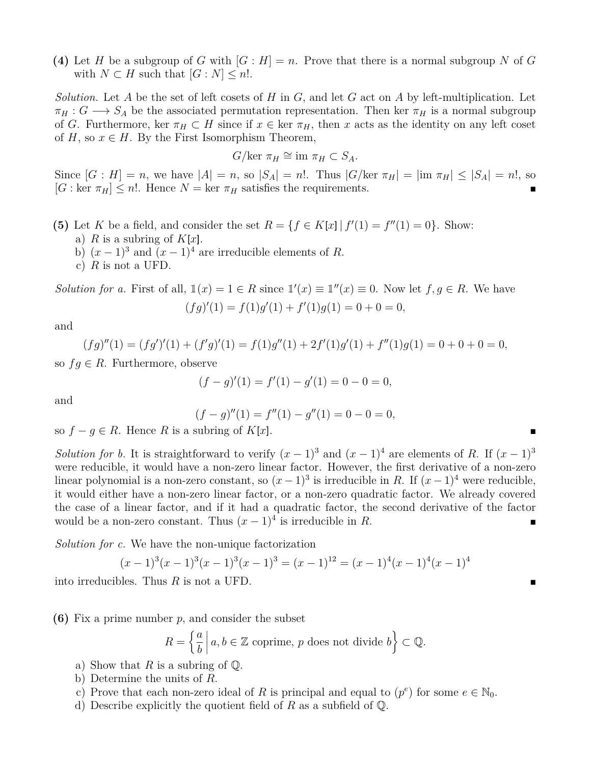**(4)** Let $H$ be a subgroup of $G$ with $[G : H] = n$. Prove that there is a normal subgroup $N$ of $G$ with $N \subset H$ such that $[G : N] \leq n!$.

*Solution.* Let $A$ be the set of left cosets of $H$ in $G$, and let $G$ act on $A$ by left-multiplication. Let $\pi_H : G \longrightarrow S_A$ be the associated permutation representation. Then ker $\pi_H$ is a normal subgroup of $G$. Furthermore, ker $\pi_H \subset H$ since if $x \in$ ker $\pi_H$, then $x$ acts as the identity on any left coset of $H$, so $x \in H$. By the First Isomorphism Theorem,

$$G/\text{ker } \pi_H \cong \text{im } \pi_H \subset S_A.$$

Since $[G : H] = n$, we have $|A| = n$, so $|S_A| = n!$. Thus $|G/\text{ker } \pi_H| = |\text{im } \pi_H| \leq |S_A| = n!$, so $[G : \text{ker } \pi_H] \leq n!$. Hence $N = \text{ker } \pi_H$ satisfies the requirements. ∎

**(5)** Let $K$ be a field, and consider the set $R = \{f \in K[x] \mid f'(1) = f''(1) = 0\}$. Show:

a) $R$ is a subring of $K[x]$.
b) $(x-1)^3$ and $(x-1)^4$ are irreducible elements of $R$.
c) $R$ is not a UFD.

*Solution for a.* First of all, $\mathbb{1}(x) = 1 \in R$ since $\mathbb{1}'(x) \equiv \mathbb{1}''(x) \equiv 0$. Now let $f, g \in R$. We have

$$(fg)'(1) = f(1)g'(1) + f'(1)g(1) = 0 + 0 = 0,$$

and

$$(fg)''(1) = (fg')'(1) + (f'g)'(1) = f(1)g''(1) + 2f'(1)g'(1) + f''(1)g(1) = 0 + 0 + 0 = 0,$$

so $fg \in R$. Furthermore, observe

$$(f-g)'(1) = f'(1) - g'(1) = 0 - 0 = 0,$$

and

$$(f-g)''(1) = f''(1) - g''(1) = 0 - 0 = 0,$$

so $f - g \in R$. Hence $R$ is a subring of $K[x]$. ∎

*Solution for b.* It is straightforward to verify $(x-1)^3$ and $(x-1)^4$ are elements of $R$. If $(x-1)^3$ were reducible, it would have a non-zero linear factor. However, the first derivative of a non-zero linear polynomial is a non-zero constant, so $(x-1)^3$ is irreducible in $R$. If $(x-1)^4$ were reducible, it would either have a non-zero linear factor, or a non-zero quadratic factor. We already covered the case of a linear factor, and if it had a quadratic factor, the second derivative of the factor would be a non-zero constant. Thus $(x-1)^4$ is irreducible in $R$. ∎

*Solution for c.* We have the non-unique factorization

$$(x-1)^3(x-1)^3(x-1)^3(x-1)^3 = (x-1)^{12} = (x-1)^4(x-1)^4(x-1)^4$$

into irreducibles. Thus $R$ is not a UFD. ∎

**(6)** Fix a prime number $p$, and consider the subset

$$R = \left\{ \frac{a}{b} \,\middle|\, a, b \in \mathbb{Z} \text{ coprime, } p \text{ does not divide } b \right\} \subset \mathbb{Q}.$$

a) Show that $R$ is a subring of $\mathbb{Q}$.
b) Determine the units of $R$.
c) Prove that each non-zero ideal of $R$ is principal and equal to $(p^e)$ for some $e \in \mathbb{N}_0$.
d) Describe explicitly the quotient field of $R$ as a subfield of $\mathbb{Q}$.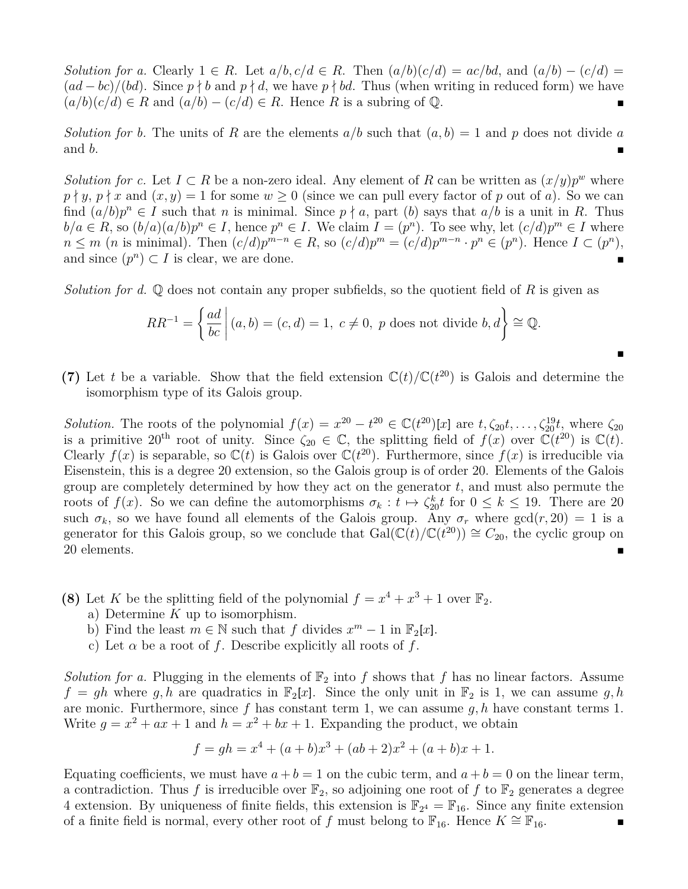*Solution for a.* Clearly $1 \in R$. Let $a/b, c/d \in R$. Then $(a/b)(c/d) = ac/bd$, and $(a/b) - (c/d) = (ad - bc)/(bd)$. Since $p \nmid b$ and $p \nmid d$, we have $p \nmid bd$. Thus (when writing in reduced form) we have $(a/b)(c/d) \in R$ and $(a/b) - (c/d) \in R$. Hence $R$ is a subring of $\mathbb{Q}$. ■

*Solution for b.* The units of $R$ are the elements $a/b$ such that $(a, b) = 1$ and $p$ does not divide $a$ and $b$. ■

*Solution for c.* Let $I \subset R$ be a non-zero ideal. Any element of $R$ can be written as $(x/y)p^w$ where $p \nmid y$, $p \nmid x$ and $(x, y) = 1$ for some $w \geq 0$ (since we can pull every factor of $p$ out of $a$). So we can find $(a/b)p^n \in I$ such that $n$ is minimal. Since $p \nmid a$, part (b) says that $a/b$ is a unit in $R$. Thus $b/a \in R$, so $(b/a)(a/b)p^n \in I$, hence $p^n \in I$. We claim $I = (p^n)$. To see why, let $(c/d)p^m \in I$ where $n \leq m$ ($n$ is minimal). Then $(c/d)p^{m-n} \in R$, so $(c/d)p^m = (c/d)p^{m-n} \cdot p^n \in (p^n)$. Hence $I \subset (p^n)$, and since $(p^n) \subset I$ is clear, we are done. ■

*Solution for d.* $\mathbb{Q}$ does not contain any proper subfields, so the quotient field of $R$ is given as

$$RR^{-1} = \left\{ \frac{ad}{bc} \,\middle|\, (a, b) = (c, d) = 1,\ c \neq 0,\ p \text{ does not divide } b, d \right\} \cong \mathbb{Q}.$$

■

**(7)** Let $t$ be a variable. Show that the field extension $\mathbb{C}(t)/\mathbb{C}(t^{20})$ is Galois and determine the isomorphism type of its Galois group.

*Solution.* The roots of the polynomial $f(x) = x^{20} - t^{20} \in \mathbb{C}(t^{20})[x]$ are $t, \zeta_{20}t, \ldots, \zeta_{20}^{19}t$, where $\zeta_{20}$ is a primitive $20^{\text{th}}$ root of unity. Since $\zeta_{20} \in \mathbb{C}$, the splitting field of $f(x)$ over $\mathbb{C}(t^{20})$ is $\mathbb{C}(t)$. Clearly $f(x)$ is separable, so $\mathbb{C}(t)$ is Galois over $\mathbb{C}(t^{20})$. Furthermore, since $f(x)$ is irreducible via Eisenstein, this is a degree 20 extension, so the Galois group is of order 20. Elements of the Galois group are completely determined by how they act on the generator $t$, and must also permute the roots of $f(x)$. So we can define the automorphisms $\sigma_k : t \mapsto \zeta_{20}^k t$ for $0 \leq k \leq 19$. There are 20 such $\sigma_k$, so we have found all elements of the Galois group. Any $\sigma_r$ where $\gcd(r, 20) = 1$ is a generator for this Galois group, so we conclude that $\text{Gal}(\mathbb{C}(t)/\mathbb{C}(t^{20})) \cong C_{20}$, the cyclic group on 20 elements. ■

**(8)** Let $K$ be the splitting field of the polynomial $f = x^4 + x^3 + 1$ over $\mathbb{F}_2$.
a) Determine $K$ up to isomorphism.
b) Find the least $m \in \mathbb{N}$ such that $f$ divides $x^m - 1$ in $\mathbb{F}_2[x]$.
c) Let $\alpha$ be a root of $f$. Describe explicitly all roots of $f$.

*Solution for a.* Plugging in the elements of $\mathbb{F}_2$ into $f$ shows that $f$ has no linear factors. Assume $f = gh$ where $g, h$ are quadratics in $\mathbb{F}_2[x]$. Since the only unit in $\mathbb{F}_2$ is 1, we can assume $g, h$ are monic. Furthermore, since $f$ has constant term 1, we can assume $g, h$ have constant terms 1. Write $g = x^2 + ax + 1$ and $h = x^2 + bx + 1$. Expanding the product, we obtain

$$f = gh = x^4 + (a + b)x^3 + (ab + 2)x^2 + (a + b)x + 1.$$

Equating coefficients, we must have $a + b = 1$ on the cubic term, and $a + b = 0$ on the linear term, a contradiction. Thus $f$ is irreducible over $\mathbb{F}_2$, so adjoining one root of $f$ to $\mathbb{F}_2$ generates a degree 4 extension. By uniqueness of finite fields, this extension is $\mathbb{F}_{2^4} = \mathbb{F}_{16}$. Since any finite extension of a finite field is normal, every other root of $f$ must belong to $\mathbb{F}_{16}$. Hence $K \cong \mathbb{F}_{16}$. ■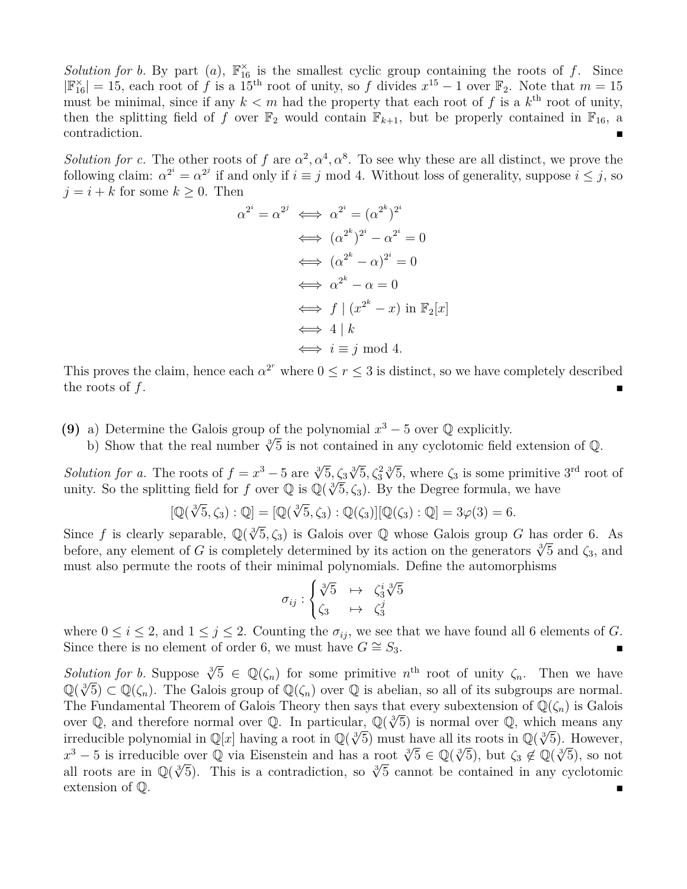*Solution for b.* By part $(a)$, $\mathbb{F}_{16}^\times$ is the smallest cyclic group containing the roots of $f$. Since $|\mathbb{F}_{16}^\times| = 15$, each root of $f$ is a $15^{\text{th}}$ root of unity, so $f$ divides $x^{15} - 1$ over $\mathbb{F}_2$. Note that $m = 15$ must be minimal, since if any $k < m$ had the property that each root of $f$ is a $k^{\text{th}}$ root of unity, then the splitting field of $f$ over $\mathbb{F}_2$ would contain $\mathbb{F}_{k+1}$, but be properly contained in $\mathbb{F}_{16}$, a contradiction. ■

*Solution for c.* The other roots of $f$ are $\alpha^2, \alpha^4, \alpha^8$. To see why these are all distinct, we prove the following claim: $\alpha^{2^i} = \alpha^{2^j}$ if and only if $i \equiv j \bmod 4$. Without loss of generality, suppose $i \leq j$, so $j = i + k$ for some $k \geq 0$. Then

$$
\begin{aligned}
\alpha^{2^i} = \alpha^{2^j} &\iff \alpha^{2^i} = (\alpha^{2^k})^{2^i} \\
&\iff (\alpha^{2^k})^{2^i} - \alpha^{2^i} = 0 \\
&\iff (\alpha^{2^k} - \alpha)^{2^i} = 0 \\
&\iff \alpha^{2^k} - \alpha = 0 \\
&\iff f \mid (x^{2^k} - x) \text{ in } \mathbb{F}_2[x] \\
&\iff 4 \mid k \\
&\iff i \equiv j \bmod 4.
\end{aligned}
$$

This proves the claim, hence each $\alpha^{2^r}$ where $0 \leq r \leq 3$ is distinct, so we have completely described the roots of $f$. ■

**(9)** a) Determine the Galois group of the polynomial $x^3 - 5$ over $\mathbb{Q}$ explicitly.
b) Show that the real number $\sqrt[3]{5}$ is not contained in any cyclotomic field extension of $\mathbb{Q}$.

*Solution for a.* The roots of $f = x^3 - 5$ are $\sqrt[3]{5}, \zeta_3\sqrt[3]{5}, \zeta_3^2\sqrt[3]{5}$, where $\zeta_3$ is some primitive $3^{\text{rd}}$ root of unity. So the splitting field for $f$ over $\mathbb{Q}$ is $\mathbb{Q}(\sqrt[3]{5}, \zeta_3)$. By the Degree formula, we have

$$[\mathbb{Q}(\sqrt[3]{5}, \zeta_3) : \mathbb{Q}] = [\mathbb{Q}(\sqrt[3]{5}, \zeta_3) : \mathbb{Q}(\zeta_3)][\mathbb{Q}(\zeta_3) : \mathbb{Q}] = 3\varphi(3) = 6.$$

Since $f$ is clearly separable, $\mathbb{Q}(\sqrt[3]{5}, \zeta_3)$ is Galois over $\mathbb{Q}$ whose Galois group $G$ has order 6. As before, any element of $G$ is completely determined by its action on the generators $\sqrt[3]{5}$ and $\zeta_3$, and must also permute the roots of their minimal polynomials. Define the automorphisms

$$\sigma_{ij} : \begin{cases} \sqrt[3]{5} & \mapsto \quad \zeta_3^i \sqrt[3]{5} \\ \zeta_3 & \mapsto \quad \zeta_3^j \end{cases}$$

where $0 \leq i \leq 2$, and $1 \leq j \leq 2$. Counting the $\sigma_{ij}$, we see that we have found all 6 elements of $G$. Since there is no element of order 6, we must have $G \cong S_3$. ■

*Solution for b.* Suppose $\sqrt[3]{5} \in \mathbb{Q}(\zeta_n)$ for some primitive $n^{\text{th}}$ root of unity $\zeta_n$. Then we have $\mathbb{Q}(\sqrt[3]{5}) \subset \mathbb{Q}(\zeta_n)$. The Galois group of $\mathbb{Q}(\zeta_n)$ over $\mathbb{Q}$ is abelian, so all of its subgroups are normal. The Fundamental Theorem of Galois Theory then says that every subextension of $\mathbb{Q}(\zeta_n)$ is Galois over $\mathbb{Q}$, and therefore normal over $\mathbb{Q}$. In particular, $\mathbb{Q}(\sqrt[3]{5})$ is normal over $\mathbb{Q}$, which means any irreducible polynomial in $\mathbb{Q}[x]$ having a root in $\mathbb{Q}(\sqrt[3]{5})$ must have all its roots in $\mathbb{Q}(\sqrt[3]{5})$. However, $x^3 - 5$ is irreducible over $\mathbb{Q}$ via Eisenstein and has a root $\sqrt[3]{5} \in \mathbb{Q}(\sqrt[3]{5})$, but $\zeta_3 \notin \mathbb{Q}(\sqrt[3]{5})$, so not all roots are in $\mathbb{Q}(\sqrt[3]{5})$. This is a contradiction, so $\sqrt[3]{5}$ cannot be contained in any cyclotomic extension of $\mathbb{Q}$. ■